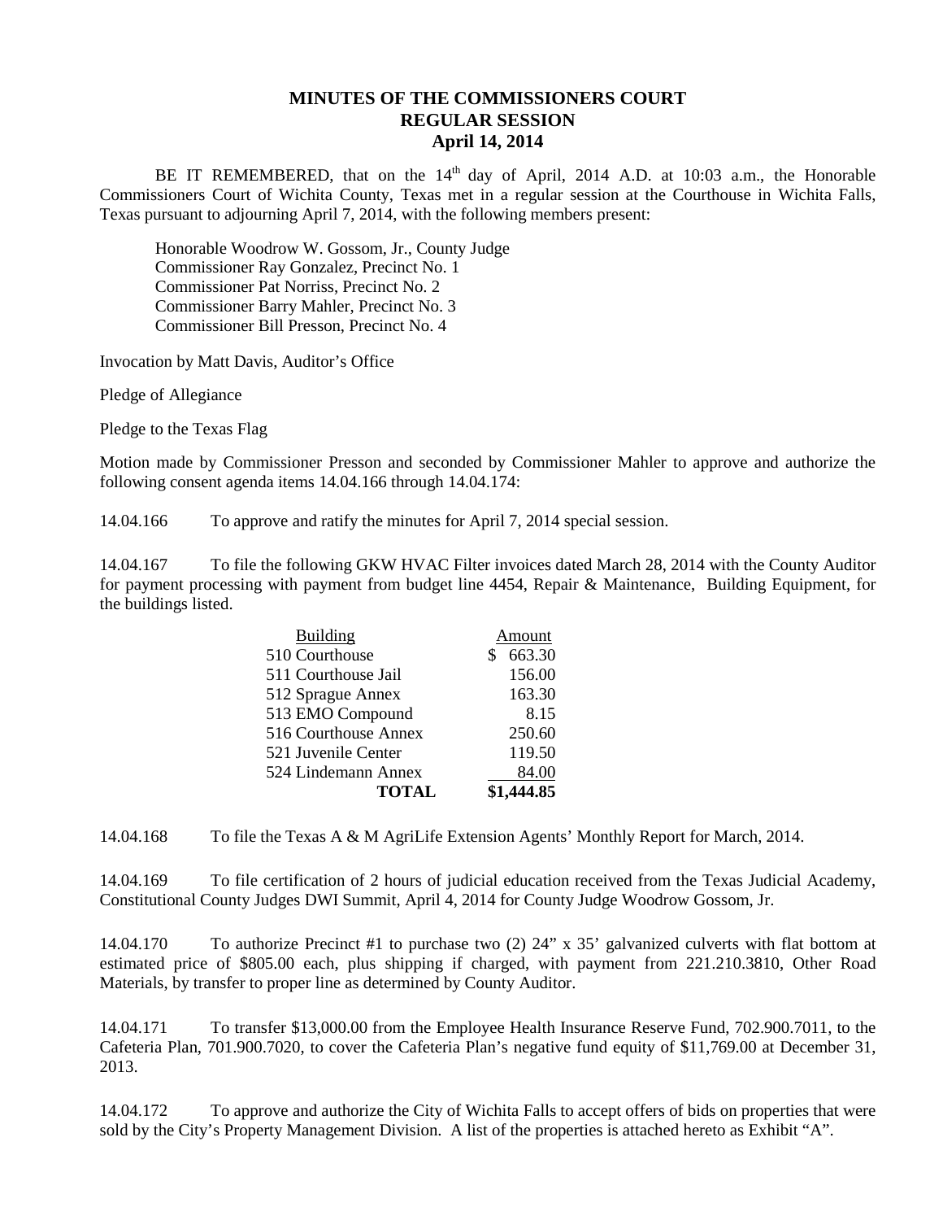# MINUTES OF THE COMMISSIONERS COURT
## REGULAR SESSION
### April 14, 2014

BE IT REMEMBERED, that on the 14th day of April, 2014 A.D. at 10:03 a.m., the Honorable Commissioners Court of Wichita County, Texas met in a regular session at the Courthouse in Wichita Falls, Texas pursuant to adjourning April 7, 2014, with the following members present:

Honorable Woodrow W. Gossom, Jr., County Judge
Commissioner Ray Gonzalez, Precinct No. 1
Commissioner Pat Norriss, Precinct No. 2
Commissioner Barry Mahler, Precinct No. 3
Commissioner Bill Presson, Precinct No. 4

Invocation by Matt Davis, Auditor's Office

Pledge of Allegiance

Pledge to the Texas Flag

Motion made by Commissioner Presson and seconded by Commissioner Mahler to approve and authorize the following consent agenda items 14.04.166 through 14.04.174:

14.04.166 To approve and ratify the minutes for April 7, 2014 special session.

14.04.167 To file the following GKW HVAC Filter invoices dated March 28, 2014 with the County Auditor for payment processing with payment from budget line 4454, Repair & Maintenance, Building Equipment, for the buildings listed.

| Building | Amount |
|---|---|
| 510 Courthouse | $ 663.30 |
| 511 Courthouse Jail | 156.00 |
| 512 Sprague Annex | 163.30 |
| 513 EMO Compound | 8.15 |
| 516 Courthouse Annex | 250.60 |
| 521 Juvenile Center | 119.50 |
| 524 Lindemann Annex | 84.00 |
| **TOTAL** | **$1,444.85** |

14.04.168 To file the Texas A & M AgriLife Extension Agents' Monthly Report for March, 2014.

14.04.169 To file certification of 2 hours of judicial education received from the Texas Judicial Academy, Constitutional County Judges DWI Summit, April 4, 2014 for County Judge Woodrow Gossom, Jr.

14.04.170 To authorize Precinct #1 to purchase two (2) 24" x 35' galvanized culverts with flat bottom at estimated price of $805.00 each, plus shipping if charged, with payment from 221.210.3810, Other Road Materials, by transfer to proper line as determined by County Auditor.

14.04.171 To transfer $13,000.00 from the Employee Health Insurance Reserve Fund, 702.900.7011, to the Cafeteria Plan, 701.900.7020, to cover the Cafeteria Plan's negative fund equity of $11,769.00 at December 31, 2013.

14.04.172 To approve and authorize the City of Wichita Falls to accept offers of bids on properties that were sold by the City's Property Management Division. A list of the properties is attached hereto as Exhibit "A".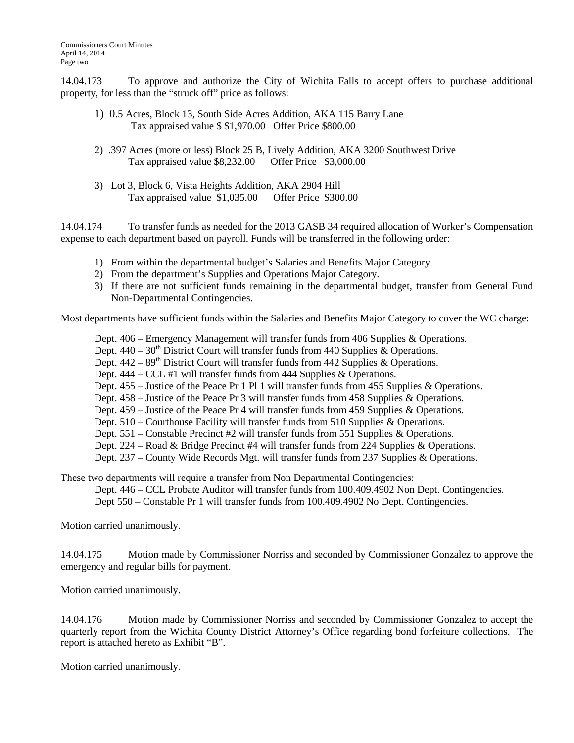14.04.173 To approve and authorize the City of Wichita Falls to accept offers to purchase additional property, for less than the "struck off" price as follows:

1) 0.5 Acres, Block 13, South Side Acres Addition, AKA 115 Barry Lane
   Tax appraised value $ $1,970.00 Offer Price $800.00

2) .397 Acres (more or less) Block 25 B, Lively Addition, AKA 3200 Southwest Drive
   Tax appraised value $8,232.00 Offer Price $3,000.00

3) Lot 3, Block 6, Vista Heights Addition, AKA 2904 Hill
   Tax appraised value $1,035.00 Offer Price $300.00

14.04.174 To transfer funds as needed for the 2013 GASB 34 required allocation of Worker's Compensation expense to each department based on payroll. Funds will be transferred in the following order:

1) From within the departmental budget's Salaries and Benefits Major Category.
2) From the department's Supplies and Operations Major Category.
3) If there are not sufficient funds remaining in the departmental budget, transfer from General Fund Non-Departmental Contingencies.

Most departments have sufficient funds within the Salaries and Benefits Major Category to cover the WC charge:

Dept. 406 – Emergency Management will transfer funds from 406 Supplies & Operations.
Dept. 440 – 30th District Court will transfer funds from 440 Supplies & Operations.
Dept. 442 – 89th District Court will transfer funds from 442 Supplies & Operations.
Dept. 444 – CCL #1 will transfer funds from 444 Supplies & Operations.
Dept. 455 – Justice of the Peace Pr 1 Pl 1 will transfer funds from 455 Supplies & Operations.
Dept. 458 – Justice of the Peace Pr 3 will transfer funds from 458 Supplies & Operations.
Dept. 459 – Justice of the Peace Pr 4 will transfer funds from 459 Supplies & Operations.
Dept. 510 – Courthouse Facility will transfer funds from 510 Supplies & Operations.
Dept. 551 – Constable Precinct #2 will transfer funds from 551 Supplies & Operations.
Dept. 224 – Road & Bridge Precinct #4 will transfer funds from 224 Supplies & Operations.
Dept. 237 – County Wide Records Mgt. will transfer funds from 237 Supplies & Operations.

These two departments will require a transfer from Non Departmental Contingencies:
Dept. 446 – CCL Probate Auditor will transfer funds from 100.409.4902 Non Dept. Contingencies.
Dept 550 – Constable Pr 1 will transfer funds from 100.409.4902 No Dept. Contingencies.

Motion carried unanimously.

14.04.175 Motion made by Commissioner Norriss and seconded by Commissioner Gonzalez to approve the emergency and regular bills for payment.

Motion carried unanimously.

14.04.176 Motion made by Commissioner Norriss and seconded by Commissioner Gonzalez to accept the quarterly report from the Wichita County District Attorney's Office regarding bond forfeiture collections. The report is attached hereto as Exhibit "B".

Motion carried unanimously.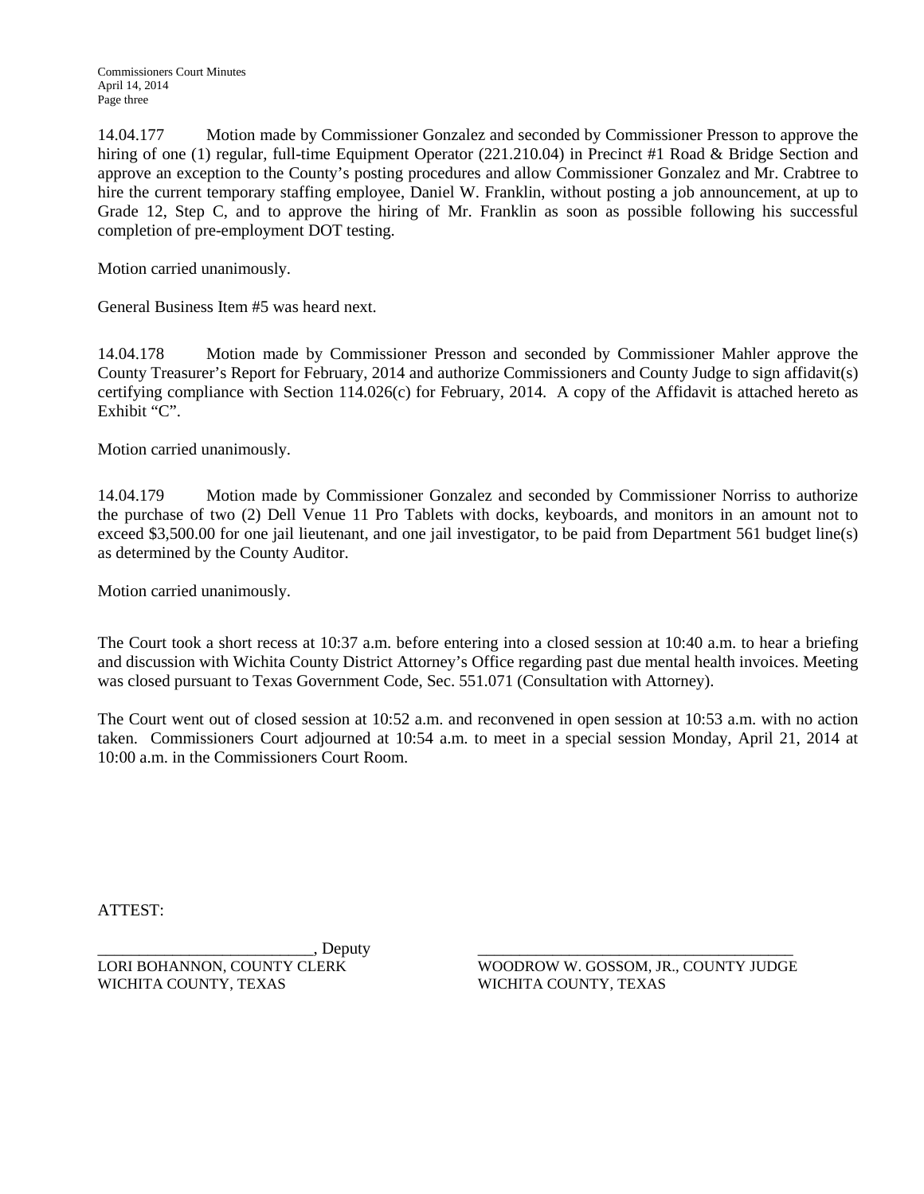14.04.177 Motion made by Commissioner Gonzalez and seconded by Commissioner Presson to approve the hiring of one (1) regular, full-time Equipment Operator (221.210.04) in Precinct #1 Road & Bridge Section and approve an exception to the County's posting procedures and allow Commissioner Gonzalez and Mr. Crabtree to hire the current temporary staffing employee, Daniel W. Franklin, without posting a job announcement, at up to Grade 12, Step C, and to approve the hiring of Mr. Franklin as soon as possible following his successful completion of pre-employment DOT testing.

Motion carried unanimously.

General Business Item #5 was heard next.

14.04.178 Motion made by Commissioner Presson and seconded by Commissioner Mahler approve the County Treasurer's Report for February, 2014 and authorize Commissioners and County Judge to sign affidavit(s) certifying compliance with Section 114.026(c) for February, 2014. A copy of the Affidavit is attached hereto as Exhibit "C".

Motion carried unanimously.

14.04.179 Motion made by Commissioner Gonzalez and seconded by Commissioner Norriss to authorize the purchase of two (2) Dell Venue 11 Pro Tablets with docks, keyboards, and monitors in an amount not to exceed $3,500.00 for one jail lieutenant, and one jail investigator, to be paid from Department 561 budget line(s) as determined by the County Auditor.

Motion carried unanimously.

The Court took a short recess at 10:37 a.m. before entering into a closed session at 10:40 a.m. to hear a briefing and discussion with Wichita County District Attorney's Office regarding past due mental health invoices. Meeting was closed pursuant to Texas Government Code, Sec. 551.071 (Consultation with Attorney).

The Court went out of closed session at 10:52 a.m. and reconvened in open session at 10:53 a.m. with no action taken. Commissioners Court adjourned at 10:54 a.m. to meet in a special session Monday, April 21, 2014 at 10:00 a.m. in the Commissioners Court Room.

ATTEST:

___________________________, Deputy
LORI BOHANNON, COUNTY CLERK
WICHITA COUNTY, TEXAS

________________________________________
WOODROW W. GOSSOM, JR., COUNTY JUDGE
WICHITA COUNTY, TEXAS